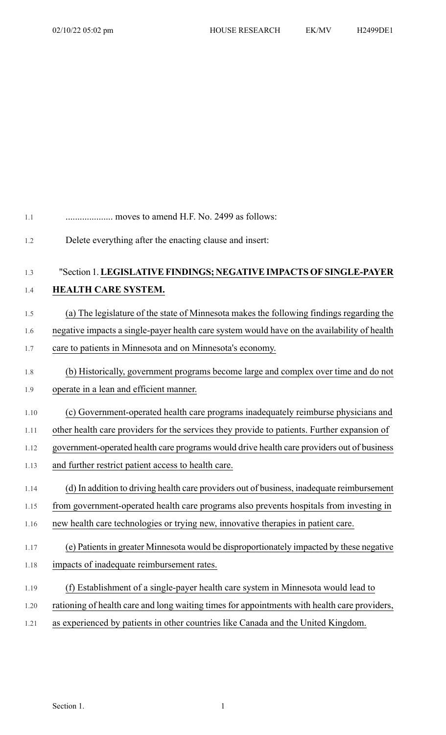.................... moves to amend H.F. No. 2499 as follows:

Delete everything after the enacting clause and insert:

"Section 1. **LEGISLATIVE FINDINGS; NEGATIVE IMPACTS OF SINGLE-PAYER HEALTH CARE SYSTEM.**

(a) The legislature of the state of Minnesota makes the following findings regarding the negative impacts a single-payer health care system would have on the availability of health care to patients in Minnesota and on Minnesota's economy.

(b) Historically, government programs become large and complex over time and do not operate in a lean and efficient manner.

(c) Government-operated health care programs inadequately reimburse physicians and other health care providers for the services they provide to patients. Further expansion of government-operated health care programs would drive health care providers out of business and further restrict patient access to health care.

(d) In addition to driving health care providers out of business, inadequate reimbursement from government-operated health care programs also prevents hospitals from investing in new health care technologies or trying new, innovative therapies in patient care.

(e) Patients in greater Minnesota would be disproportionately impacted by these negative impacts of inadequate reimbursement rates.

(f) Establishment of a single-payer health care system in Minnesota would lead to rationing of health care and long waiting times for appointments with health care providers, as experienced by patients in other countries like Canada and the United Kingdom.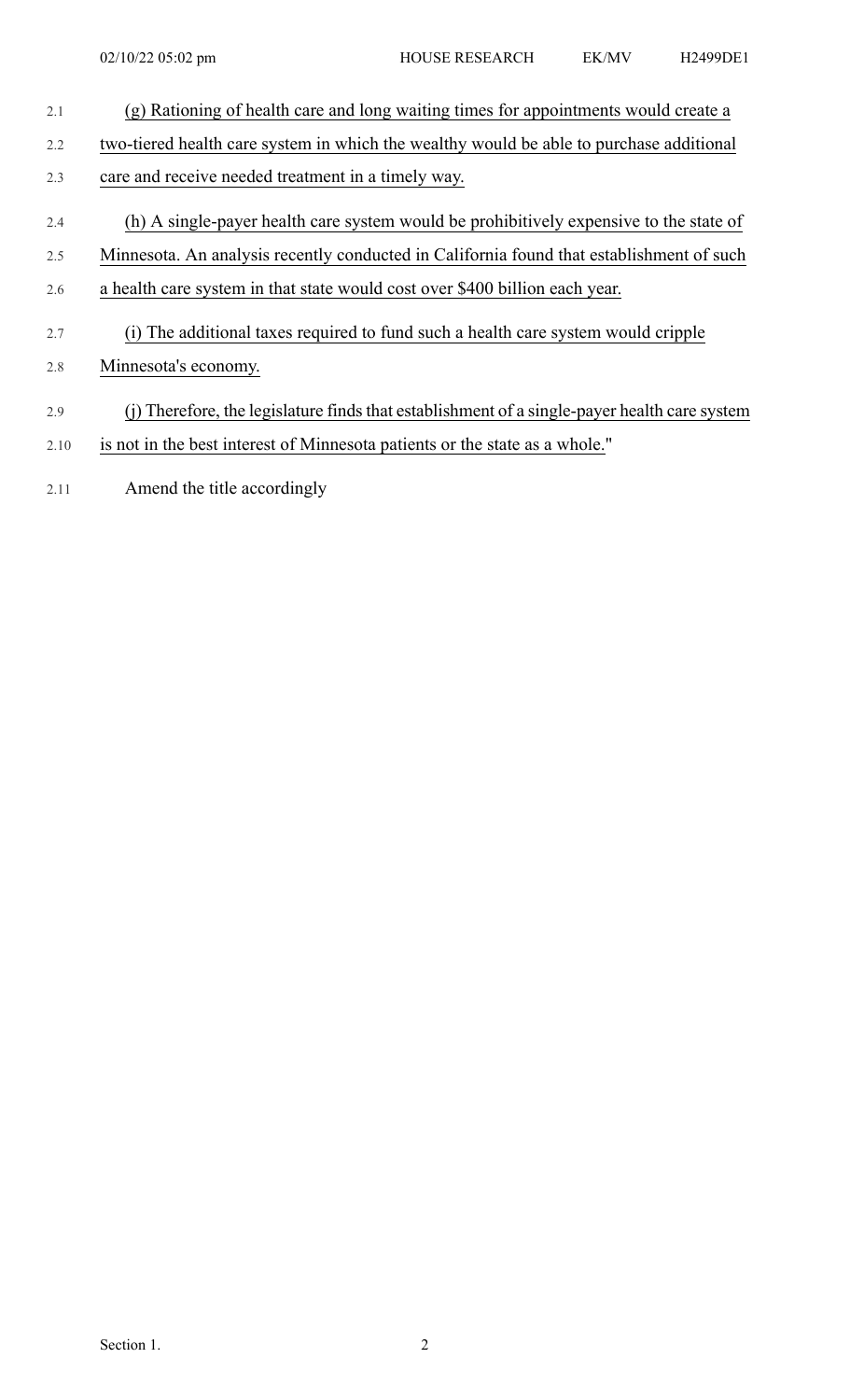(g) Rationing of health care and long waiting times for appointments would create a two-tiered health care system in which the wealthy would be able to purchase additional care and receive needed treatment in a timely way.

(h) A single-payer health care system would be prohibitively expensive to the state of Minnesota. An analysis recently conducted in California found that establishment of such a health care system in that state would cost over $400 billion each year.

(i) The additional taxes required to fund such a health care system would cripple Minnesota's economy.

(j) Therefore, the legislature finds that establishment of a single-payer health care system is not in the best interest of Minnesota patients or the state as a whole."

Amend the title accordingly